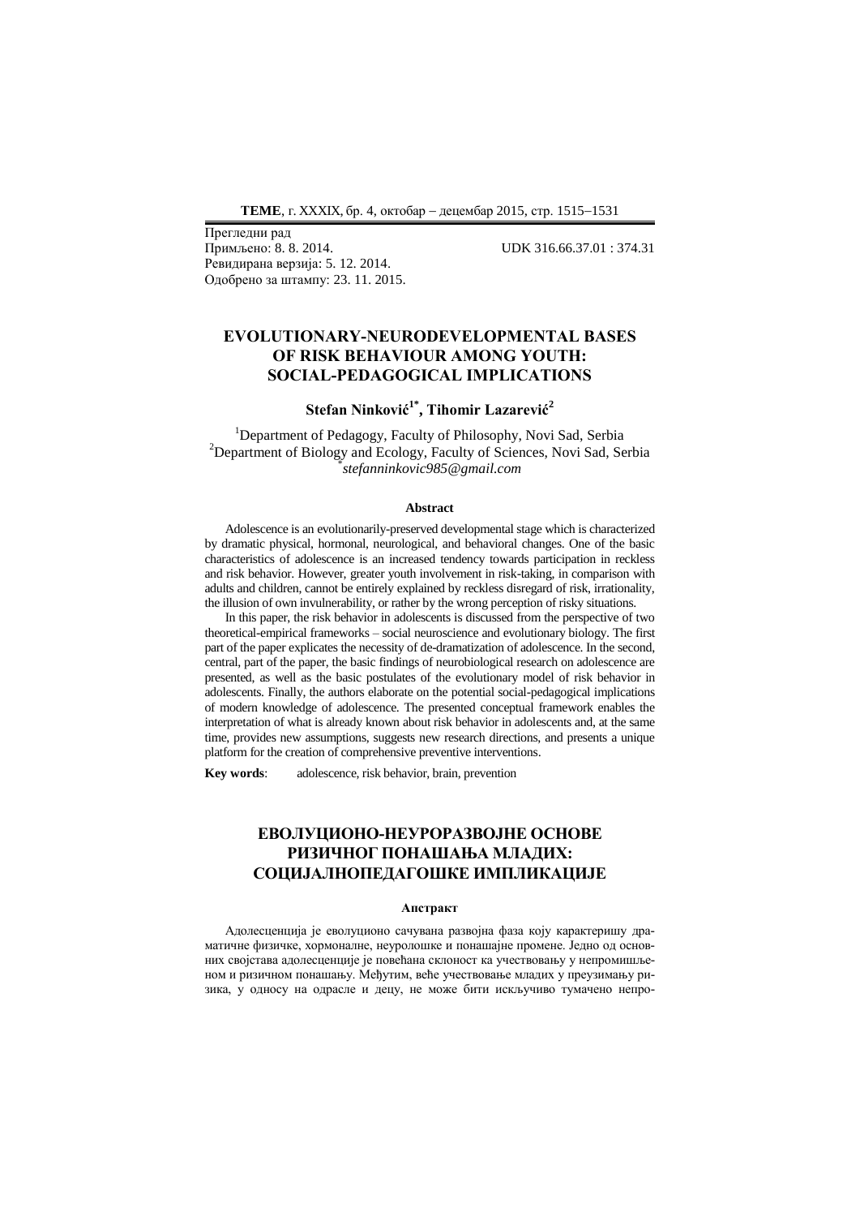Прегледни рад
Примљено: 8. 8. 2014. UDK 316.66.37.01 : 374.31
Ревидирана верзија: 5. 12. 2014.
Одобрено за штампу: 23. 11. 2015.

# EVOLUTIONARY-NEURODEVELOPMENTAL BASES OF RISK BEHAVIOUR AMONG YOUTH: SOCIAL-PEDAGOGICAL IMPLICATIONS

**Stefan Ninković[1*], Tihomir Lazarević[2]**

[1]Department of Pedagogy, Faculty of Philosophy, Novi Sad, Serbia
[2]Department of Biology and Ecology, Faculty of Sciences, Novi Sad, Serbia
[*]*stefanninkovic985@gmail.com*

### Abstract

Adolescence is an evolutionarily-preserved developmental stage which is characterized by dramatic physical, hormonal, neurological, and behavioral changes. One of the basic characteristics of adolescence is an increased tendency towards participation in reckless and risk behavior. However, greater youth involvement in risk-taking, in comparison with adults and children, cannot be entirely explained by reckless disregard of risk, irrationality, the illusion of own invulnerability, or rather by the wrong perception of risky situations.

In this paper, the risk behavior in adolescents is discussed from the perspective of two theoretical-empirical frameworks – social neuroscience and evolutionary biology. The first part of the paper explicates the necessity of de-dramatization of adolescence. In the second, central, part of the paper, the basic findings of neurobiological research on adolescence are presented, as well as the basic postulates of the evolutionary model of risk behavior in adolescents. Finally, the authors elaborate on the potential social-pedagogical implications of modern knowledge of adolescence. The presented conceptual framework enables the interpretation of what is already known about risk behavior in adolescents and, at the same time, provides new assumptions, suggests new research directions, and presents a unique platform for the creation of comprehensive preventive interventions.

**Key words**: adolescence, risk behavior, brain, prevention

# ЕВОЛУЦИОНО-НЕУРОРАЗВОЈНЕ ОСНОВЕ РИЗИЧНОГ ПОНАШАЊА МЛАДИХ: СОЦИЈАЛНОПЕДАГОШКЕ ИМПЛИКАЦИЈЕ

### Апстракт

Адолесценција је еволуционо сачувана развојна фаза коју карактеришу драматичне физичке, хормоналне, неуролошке и понашајне промене. Једно од основних својстава адолесценције је повећана склоност ка учествовању у непромишљеном и ризичном понашању. Међутим, веће учествовање младих у преузимању ризика, у односу на одрасле и децу, не може бити искључиво тумачено непро-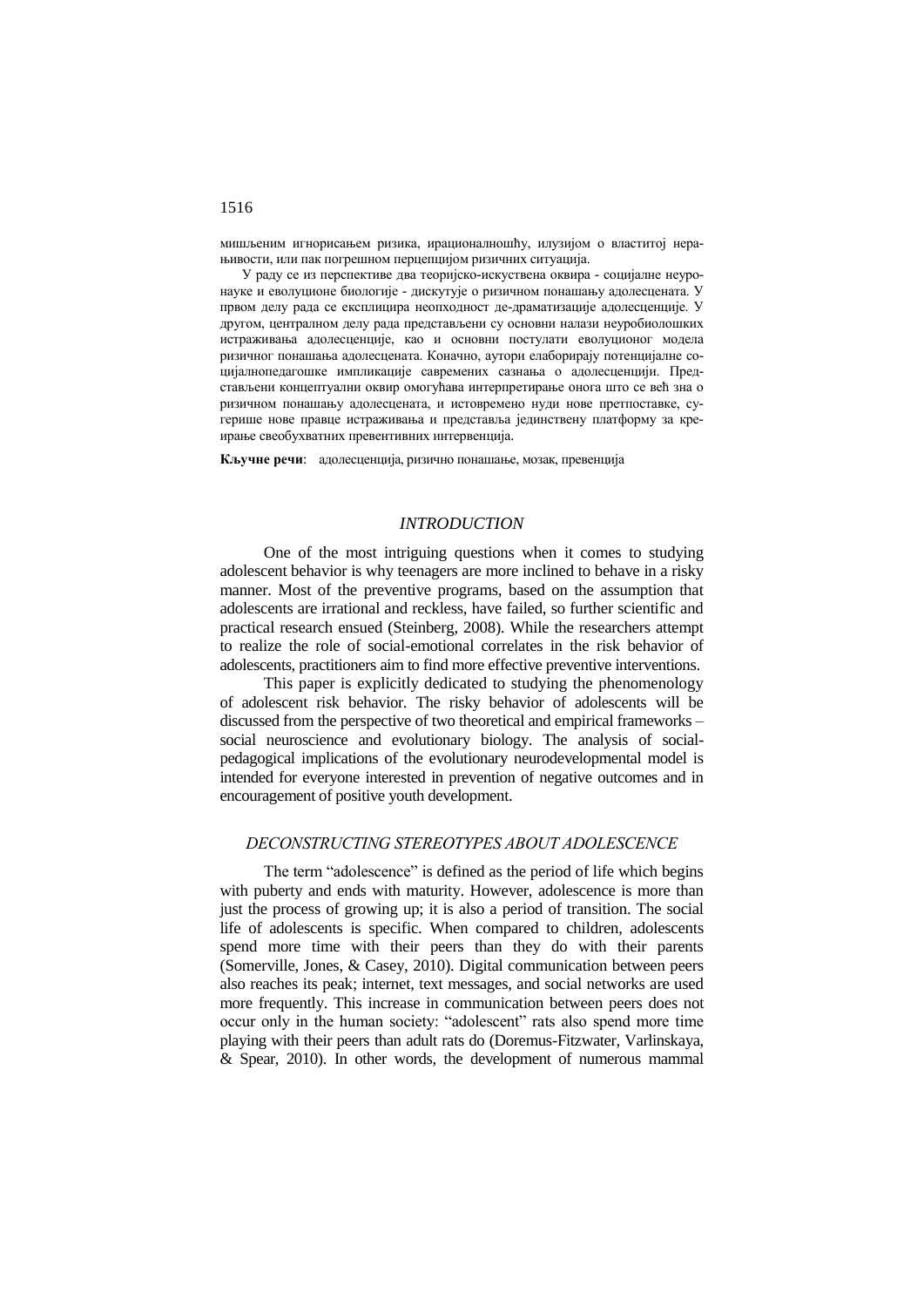мишљеним игнорисањем ризика, ирационалношћу, илузијом о властитој нерањивости, или пак погрешном перцепцијом ризичних ситуација.

У раду се из перспективе два теоријско-искуствена оквира - социјалне неуронауке и еволуционе биологије - дискутује о ризичном понашању адолесцената. У првом делу рада се експлицира неопходност де-драматизације адолесценције. У другом, централном делу рада представљени су основни налази неуробиолошких истраживања адолесценције, као и основни постулати еволуционог модела ризичног понашања адолесцената. Коначно, аутори елаборирају потенцијалне социјалнопедагошке импликације савремених сазнања о адолесценцији. Представљени концептуални оквир омогућава интерпретирање онога што се већ зна о ризичном понашању адолесцената, и истовремено нуди нове претпоставке, сугерише нове правце истраживања и представља јединствену платформу за креирање свеобухватних превентивних интервенција.

**Кључне речи**: адолесценција, ризично понашање, мозак, превенција

## *INTRODUCTION*

One of the most intriguing questions when it comes to studying adolescent behavior is why teenagers are more inclined to behave in a risky manner. Most of the preventive programs, based on the assumption that adolescents are irrational and reckless, have failed, so further scientific and practical research ensued (Steinberg, 2008). While the researchers attempt to realize the role of social-emotional correlates in the risk behavior of adolescents, practitioners aim to find more effective preventive interventions.

This paper is explicitly dedicated to studying the phenomenology of adolescent risk behavior. The risky behavior of adolescents will be discussed from the perspective of two theoretical and empirical frameworks – social neuroscience and evolutionary biology. The analysis of social-pedagogical implications of the evolutionary neurodevelopmental model is intended for everyone interested in prevention of negative outcomes and in encouragement of positive youth development.

## *DECONSTRUCTING STEREOTYPES ABOUT ADOLESCENCE*

The term "adolescence" is defined as the period of life which begins with puberty and ends with maturity. However, adolescence is more than just the process of growing up; it is also a period of transition. The social life of adolescents is specific. When compared to children, adolescents spend more time with their peers than they do with their parents (Somerville, Jones, & Casey, 2010). Digital communication between peers also reaches its peak; internet, text messages, and social networks are used more frequently. This increase in communication between peers does not occur only in the human society: "adolescent" rats also spend more time playing with their peers than adult rats do (Doremus-Fitzwater, Varlinskaya, & Spear, 2010). In other words, the development of numerous mammal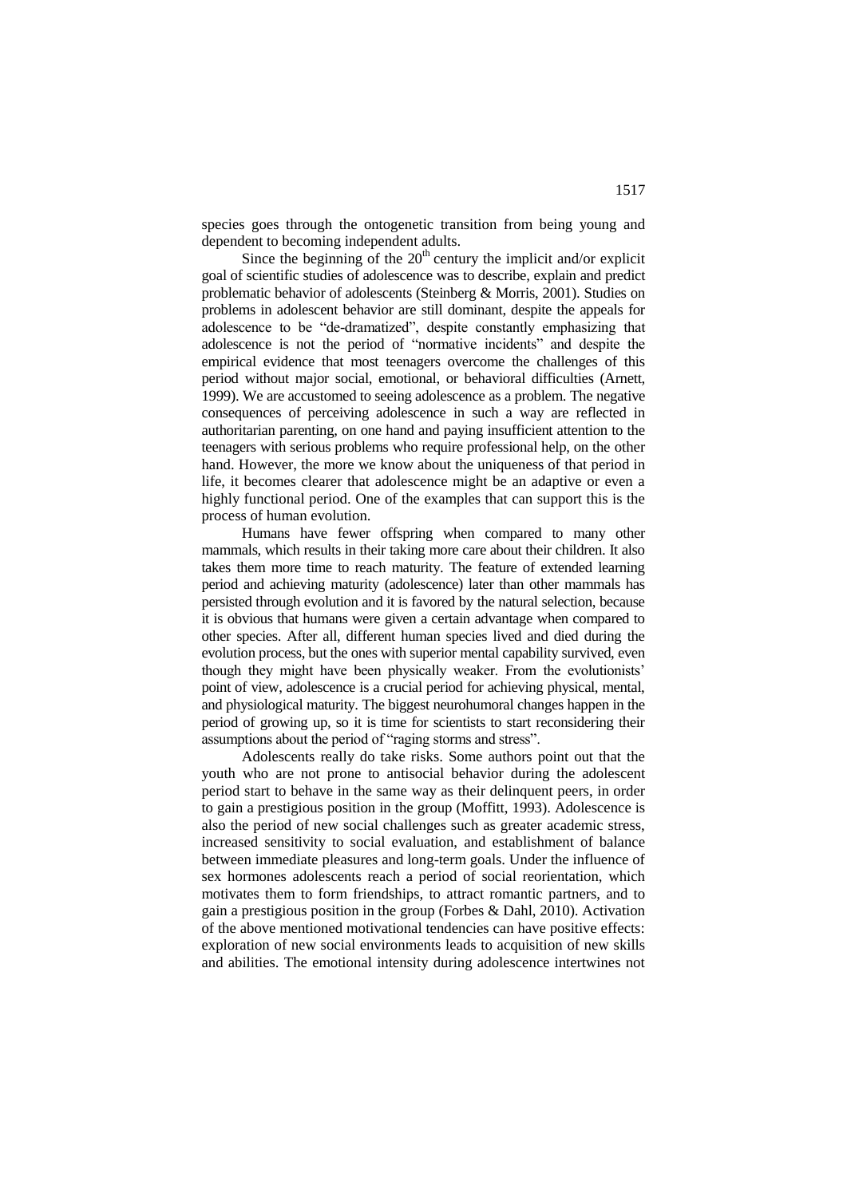species goes through the ontogenetic transition from being young and dependent to becoming independent adults.

Since the beginning of the 20th century the implicit and/or explicit goal of scientific studies of adolescence was to describe, explain and predict problematic behavior of adolescents (Steinberg & Morris, 2001). Studies on problems in adolescent behavior are still dominant, despite the appeals for adolescence to be "de-dramatized", despite constantly emphasizing that adolescence is not the period of "normative incidents" and despite the empirical evidence that most teenagers overcome the challenges of this period without major social, emotional, or behavioral difficulties (Arnett, 1999). We are accustomed to seeing adolescence as a problem. The negative consequences of perceiving adolescence in such a way are reflected in authoritarian parenting, on one hand and paying insufficient attention to the teenagers with serious problems who require professional help, on the other hand. However, the more we know about the uniqueness of that period in life, it becomes clearer that adolescence might be an adaptive or even a highly functional period. One of the examples that can support this is the process of human evolution.

Humans have fewer offspring when compared to many other mammals, which results in their taking more care about their children. It also takes them more time to reach maturity. The feature of extended learning period and achieving maturity (adolescence) later than other mammals has persisted through evolution and it is favored by the natural selection, because it is obvious that humans were given a certain advantage when compared to other species. After all, different human species lived and died during the evolution process, but the ones with superior mental capability survived, even though they might have been physically weaker. From the evolutionists' point of view, adolescence is a crucial period for achieving physical, mental, and physiological maturity. The biggest neurohumoral changes happen in the period of growing up, so it is time for scientists to start reconsidering their assumptions about the period of "raging storms and stress".

Adolescents really do take risks. Some authors point out that the youth who are not prone to antisocial behavior during the adolescent period start to behave in the same way as their delinquent peers, in order to gain a prestigious position in the group (Moffitt, 1993). Adolescence is also the period of new social challenges such as greater academic stress, increased sensitivity to social evaluation, and establishment of balance between immediate pleasures and long-term goals. Under the influence of sex hormones adolescents reach a period of social reorientation, which motivates them to form friendships, to attract romantic partners, and to gain a prestigious position in the group (Forbes & Dahl, 2010). Activation of the above mentioned motivational tendencies can have positive effects: exploration of new social environments leads to acquisition of new skills and abilities. The emotional intensity during adolescence intertwines not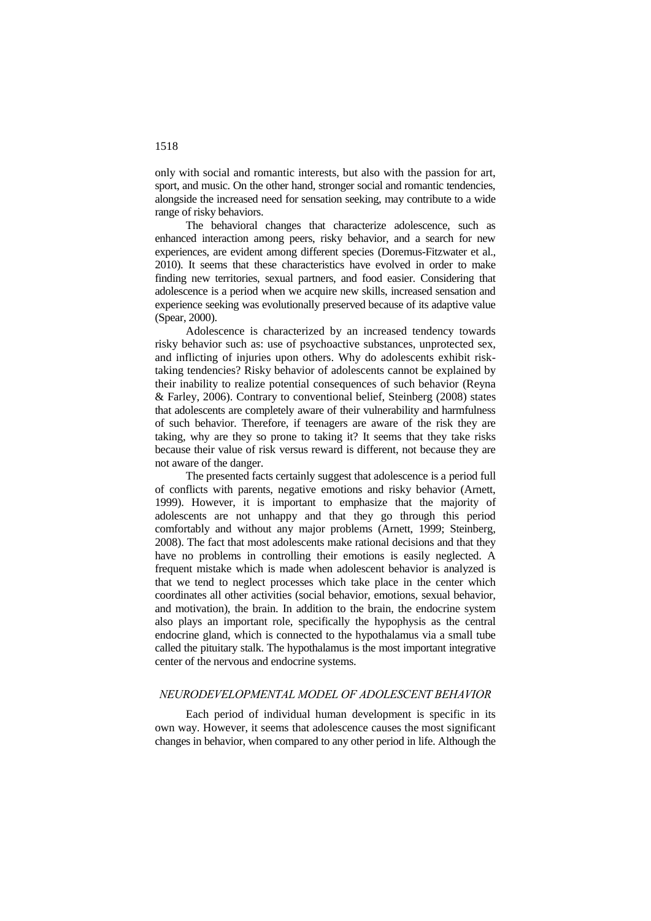only with social and romantic interests, but also with the passion for art, sport, and music. On the other hand, stronger social and romantic tendencies, alongside the increased need for sensation seeking, may contribute to a wide range of risky behaviors.

The behavioral changes that characterize adolescence, such as enhanced interaction among peers, risky behavior, and a search for new experiences, are evident among different species (Doremus-Fitzwater et al., 2010). It seems that these characteristics have evolved in order to make finding new territories, sexual partners, and food easier. Considering that adolescence is a period when we acquire new skills, increased sensation and experience seeking was evolutionally preserved because of its adaptive value (Spear, 2000).

Adolescence is characterized by an increased tendency towards risky behavior such as: use of psychoactive substances, unprotected sex, and inflicting of injuries upon others. Why do adolescents exhibit risk-taking tendencies? Risky behavior of adolescents cannot be explained by their inability to realize potential consequences of such behavior (Reyna & Farley, 2006). Contrary to conventional belief, Steinberg (2008) states that adolescents are completely aware of their vulnerability and harmfulness of such behavior. Therefore, if teenagers are aware of the risk they are taking, why are they so prone to taking it? It seems that they take risks because their value of risk versus reward is different, not because they are not aware of the danger.

The presented facts certainly suggest that adolescence is a period full of conflicts with parents, negative emotions and risky behavior (Arnett, 1999). However, it is important to emphasize that the majority of adolescents are not unhappy and that they go through this period comfortably and without any major problems (Arnett, 1999; Steinberg, 2008). The fact that most adolescents make rational decisions and that they have no problems in controlling their emotions is easily neglected. A frequent mistake which is made when adolescent behavior is analyzed is that we tend to neglect processes which take place in the center which coordinates all other activities (social behavior, emotions, sexual behavior, and motivation), the brain. In addition to the brain, the endocrine system also plays an important role, specifically the hypophysis as the central endocrine gland, which is connected to the hypothalamus via a small tube called the pituitary stalk. The hypothalamus is the most important integrative center of the nervous and endocrine systems.

## *NEURODEVELOPMENTAL MODEL OF ADOLESCENT BEHAVIOR*

Each period of individual human development is specific in its own way. However, it seems that adolescence causes the most significant changes in behavior, when compared to any other period in life. Although the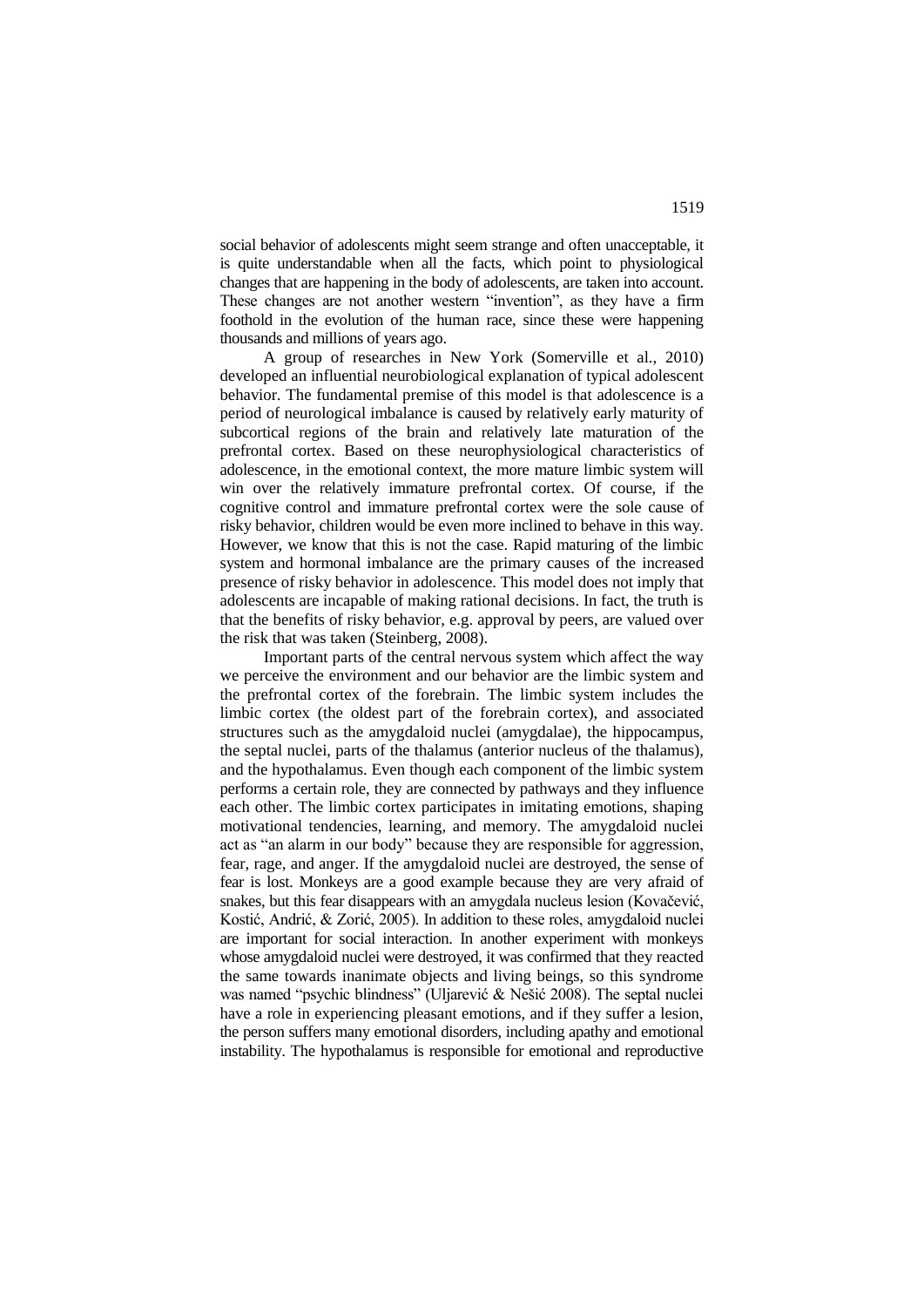social behavior of adolescents might seem strange and often unacceptable, it is quite understandable when all the facts, which point to physiological changes that are happening in the body of adolescents, are taken into account. These changes are not another western "invention", as they have a firm foothold in the evolution of the human race, since these were happening thousands and millions of years ago.

A group of researches in New York (Somerville et al., 2010) developed an influential neurobiological explanation of typical adolescent behavior. The fundamental premise of this model is that adolescence is a period of neurological imbalance is caused by relatively early maturity of subcortical regions of the brain and relatively late maturation of the prefrontal cortex. Based on these neurophysiological characteristics of adolescence, in the emotional context, the more mature limbic system will win over the relatively immature prefrontal cortex. Of course, if the cognitive control and immature prefrontal cortex were the sole cause of risky behavior, children would be even more inclined to behave in this way. However, we know that this is not the case. Rapid maturing of the limbic system and hormonal imbalance are the primary causes of the increased presence of risky behavior in adolescence. This model does not imply that adolescents are incapable of making rational decisions. In fact, the truth is that the benefits of risky behavior, e.g. approval by peers, are valued over the risk that was taken (Steinberg, 2008).

Important parts of the central nervous system which affect the way we perceive the environment and our behavior are the limbic system and the prefrontal cortex of the forebrain. The limbic system includes the limbic cortex (the oldest part of the forebrain cortex), and associated structures such as the amygdaloid nuclei (amygdalae), the hippocampus, the septal nuclei, parts of the thalamus (anterior nucleus of the thalamus), and the hypothalamus. Even though each component of the limbic system performs a certain role, they are connected by pathways and they influence each other. The limbic cortex participates in imitating emotions, shaping motivational tendencies, learning, and memory. The amygdaloid nuclei act as "an alarm in our body" because they are responsible for aggression, fear, rage, and anger. If the amygdaloid nuclei are destroyed, the sense of fear is lost. Monkeys are a good example because they are very afraid of snakes, but this fear disappears with an amygdala nucleus lesion (Kovačević, Kostić, Andrić, & Zorić, 2005). In addition to these roles, amygdaloid nuclei are important for social interaction. In another experiment with monkeys whose amygdaloid nuclei were destroyed, it was confirmed that they reacted the same towards inanimate objects and living beings, so this syndrome was named "psychic blindness" (Uljarević & Nešić 2008). The septal nuclei have a role in experiencing pleasant emotions, and if they suffer a lesion, the person suffers many emotional disorders, including apathy and emotional instability. The hypothalamus is responsible for emotional and reproductive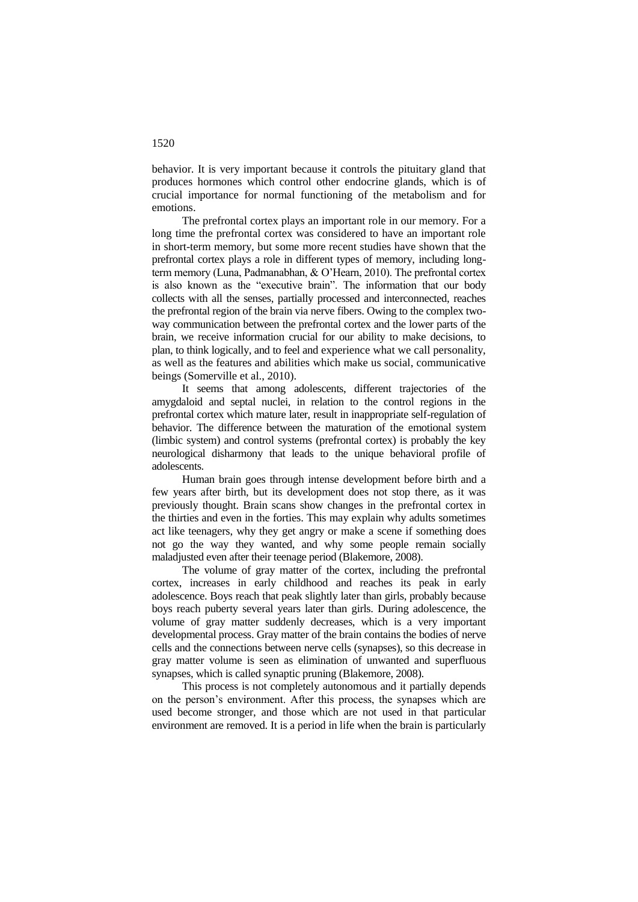behavior. It is very important because it controls the pituitary gland that produces hormones which control other endocrine glands, which is of crucial importance for normal functioning of the metabolism and for emotions.

The prefrontal cortex plays an important role in our memory. For a long time the prefrontal cortex was considered to have an important role in short-term memory, but some more recent studies have shown that the prefrontal cortex plays a role in different types of memory, including long-term memory (Luna, Padmanabhan, & O'Hearn, 2010). The prefrontal cortex is also known as the "executive brain". The information that our body collects with all the senses, partially processed and interconnected, reaches the prefrontal region of the brain via nerve fibers. Owing to the complex two-way communication between the prefrontal cortex and the lower parts of the brain, we receive information crucial for our ability to make decisions, to plan, to think logically, and to feel and experience what we call personality, as well as the features and abilities which make us social, communicative beings (Somerville et al., 2010).

It seems that among adolescents, different trajectories of the amygdaloid and septal nuclei, in relation to the control regions in the prefrontal cortex which mature later, result in inappropriate self-regulation of behavior. The difference between the maturation of the emotional system (limbic system) and control systems (prefrontal cortex) is probably the key neurological disharmony that leads to the unique behavioral profile of adolescents.

Human brain goes through intense development before birth and a few years after birth, but its development does not stop there, as it was previously thought. Brain scans show changes in the prefrontal cortex in the thirties and even in the forties. This may explain why adults sometimes act like teenagers, why they get angry or make a scene if something does not go the way they wanted, and why some people remain socially maladjusted even after their teenage period (Blakemore, 2008).

The volume of gray matter of the cortex, including the prefrontal cortex, increases in early childhood and reaches its peak in early adolescence. Boys reach that peak slightly later than girls, probably because boys reach puberty several years later than girls. During adolescence, the volume of gray matter suddenly decreases, which is a very important developmental process. Gray matter of the brain contains the bodies of nerve cells and the connections between nerve cells (synapses), so this decrease in gray matter volume is seen as elimination of unwanted and superfluous synapses, which is called synaptic pruning (Blakemore, 2008).

This process is not completely autonomous and it partially depends on the person's environment. After this process, the synapses which are used become stronger, and those which are not used in that particular environment are removed. It is a period in life when the brain is particularly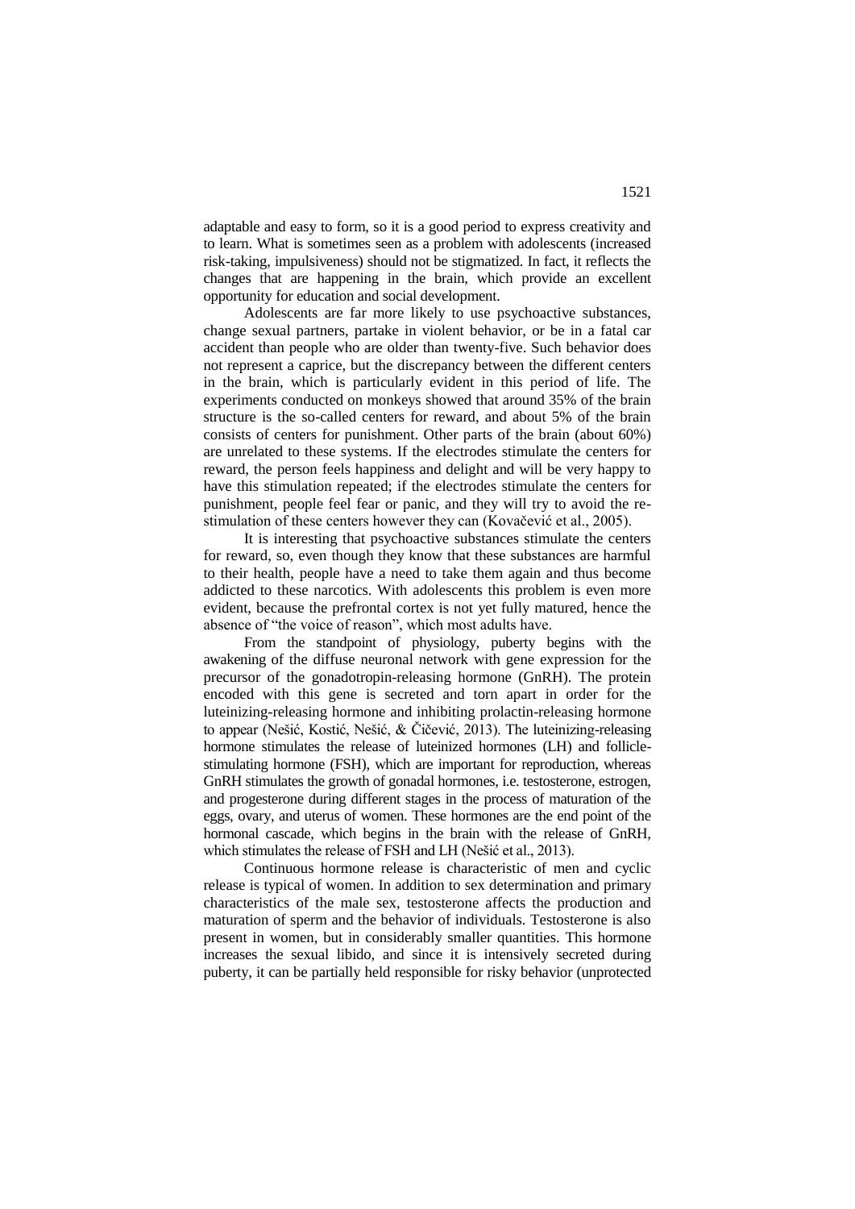adaptable and easy to form, so it is a good period to express creativity and to learn. What is sometimes seen as a problem with adolescents (increased risk-taking, impulsiveness) should not be stigmatized. In fact, it reflects the changes that are happening in the brain, which provide an excellent opportunity for education and social development.

Adolescents are far more likely to use psychoactive substances, change sexual partners, partake in violent behavior, or be in a fatal car accident than people who are older than twenty-five. Such behavior does not represent a caprice, but the discrepancy between the different centers in the brain, which is particularly evident in this period of life. The experiments conducted on monkeys showed that around 35% of the brain structure is the so-called centers for reward, and about 5% of the brain consists of centers for punishment. Other parts of the brain (about 60%) are unrelated to these systems. If the electrodes stimulate the centers for reward, the person feels happiness and delight and will be very happy to have this stimulation repeated; if the electrodes stimulate the centers for punishment, people feel fear or panic, and they will try to avoid the re-stimulation of these centers however they can (Kovačević et al., 2005).

It is interesting that psychoactive substances stimulate the centers for reward, so, even though they know that these substances are harmful to their health, people have a need to take them again and thus become addicted to these narcotics. With adolescents this problem is even more evident, because the prefrontal cortex is not yet fully matured, hence the absence of "the voice of reason", which most adults have.

From the standpoint of physiology, puberty begins with the awakening of the diffuse neuronal network with gene expression for the precursor of the gonadotropin-releasing hormone (GnRH). The protein encoded with this gene is secreted and torn apart in order for the luteinizing-releasing hormone and inhibiting prolactin-releasing hormone to appear (Nešić, Kostić, Nešić, & Čičević, 2013). The luteinizing-releasing hormone stimulates the release of luteinized hormones (LH) and follicle-stimulating hormone (FSH), which are important for reproduction, whereas GnRH stimulates the growth of gonadal hormones, i.e. testosterone, estrogen, and progesterone during different stages in the process of maturation of the eggs, ovary, and uterus of women. These hormones are the end point of the hormonal cascade, which begins in the brain with the release of GnRH, which stimulates the release of FSH and LH (Nešić et al., 2013).

Continuous hormone release is characteristic of men and cyclic release is typical of women. In addition to sex determination and primary characteristics of the male sex, testosterone affects the production and maturation of sperm and the behavior of individuals. Testosterone is also present in women, but in considerably smaller quantities. This hormone increases the sexual libido, and since it is intensively secreted during puberty, it can be partially held responsible for risky behavior (unprotected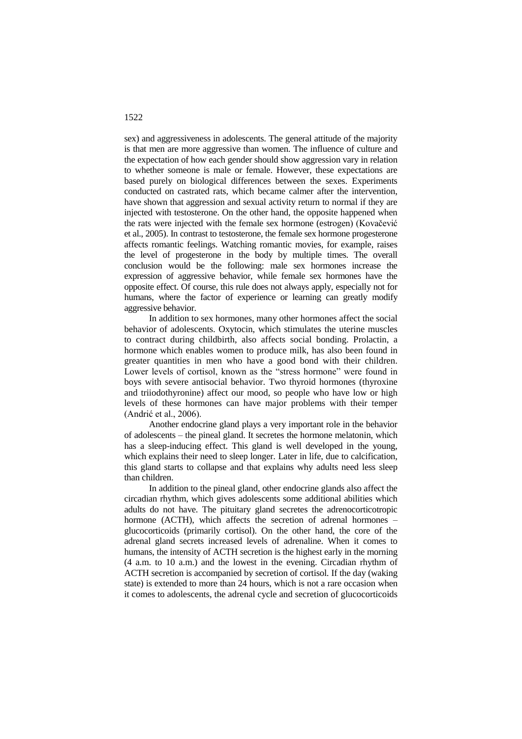sex) and aggressiveness in adolescents. The general attitude of the majority is that men are more aggressive than women. The influence of culture and the expectation of how each gender should show aggression vary in relation to whether someone is male or female. However, these expectations are based purely on biological differences between the sexes. Experiments conducted on castrated rats, which became calmer after the intervention, have shown that aggression and sexual activity return to normal if they are injected with testosterone. On the other hand, the opposite happened when the rats were injected with the female sex hormone (estrogen) (Kovačević et al., 2005). In contrast to testosterone, the female sex hormone progesterone affects romantic feelings. Watching romantic movies, for example, raises the level of progesterone in the body by multiple times. The overall conclusion would be the following: male sex hormones increase the expression of aggressive behavior, while female sex hormones have the opposite effect. Of course, this rule does not always apply, especially not for humans, where the factor of experience or learning can greatly modify aggressive behavior.

In addition to sex hormones, many other hormones affect the social behavior of adolescents. Oxytocin, which stimulates the uterine muscles to contract during childbirth, also affects social bonding. Prolactin, a hormone which enables women to produce milk, has also been found in greater quantities in men who have a good bond with their children. Lower levels of cortisol, known as the "stress hormone" were found in boys with severe antisocial behavior. Two thyroid hormones (thyroxine and triiodothyronine) affect our mood, so people who have low or high levels of these hormones can have major problems with their temper (Andrić et al., 2006).

Another endocrine gland plays a very important role in the behavior of adolescents – the pineal gland. It secretes the hormone melatonin, which has a sleep-inducing effect. This gland is well developed in the young, which explains their need to sleep longer. Later in life, due to calcification, this gland starts to collapse and that explains why adults need less sleep than children.

In addition to the pineal gland, other endocrine glands also affect the circadian rhythm, which gives adolescents some additional abilities which adults do not have. The pituitary gland secretes the adrenocorticotropic hormone (ACTH), which affects the secretion of adrenal hormones – glucocorticoids (primarily cortisol). On the other hand, the core of the adrenal gland secrets increased levels of adrenaline. When it comes to humans, the intensity of ACTH secretion is the highest early in the morning (4 a.m. to 10 a.m.) and the lowest in the evening. Circadian rhythm of ACTH secretion is accompanied by secretion of cortisol. If the day (waking state) is extended to more than 24 hours, which is not a rare occasion when it comes to adolescents, the adrenal cycle and secretion of glucocorticoids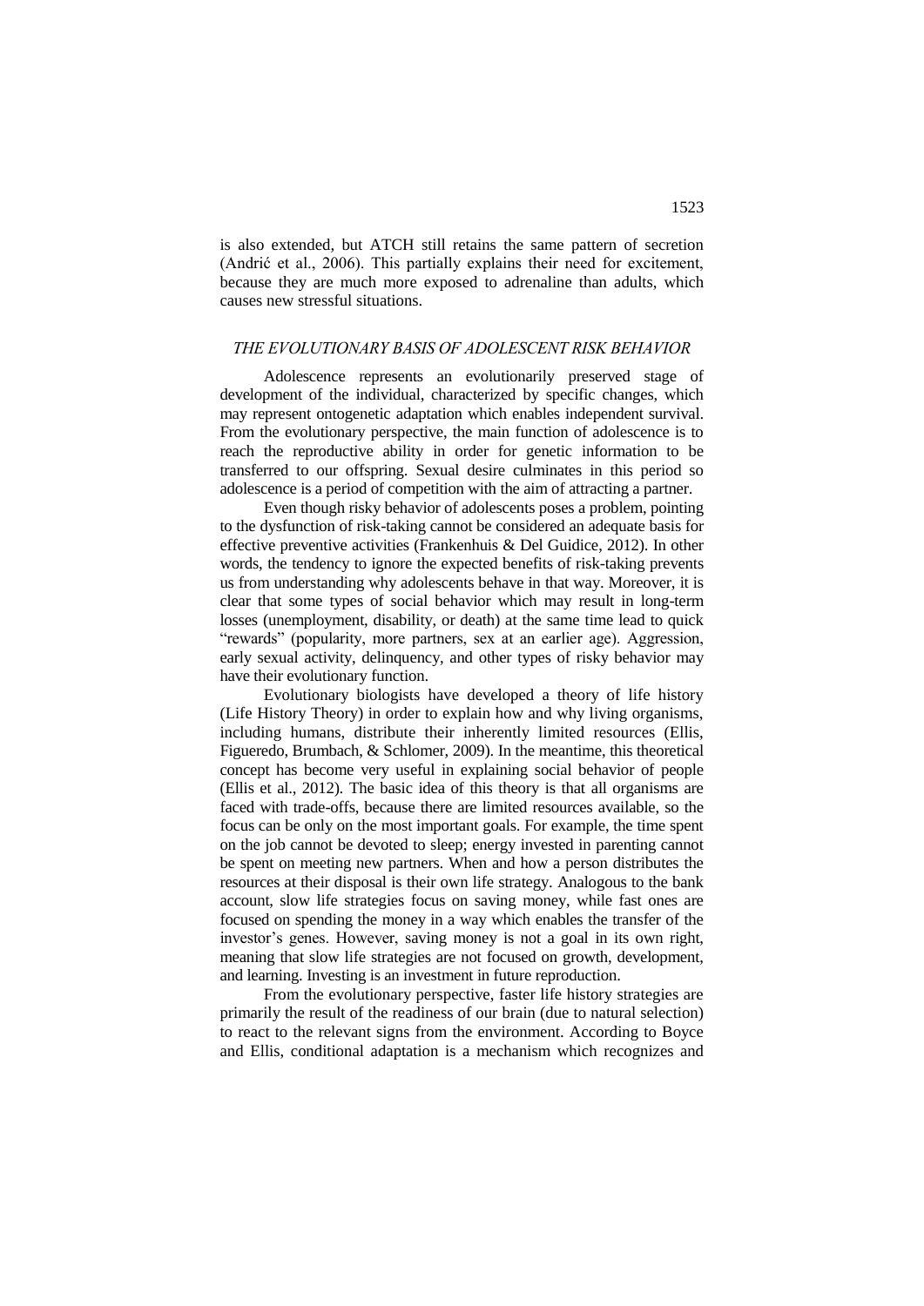is also extended, but ATCH still retains the same pattern of secretion (Andrić et al., 2006). This partially explains their need for excitement, because they are much more exposed to adrenaline than adults, which causes new stressful situations.

## *THE EVOLUTIONARY BASIS OF ADOLESCENT RISK BEHAVIOR*

Adolescence represents an evolutionarily preserved stage of development of the individual, characterized by specific changes, which may represent ontogenetic adaptation which enables independent survival. From the evolutionary perspective, the main function of adolescence is to reach the reproductive ability in order for genetic information to be transferred to our offspring. Sexual desire culminates in this period so adolescence is a period of competition with the aim of attracting a partner.

Even though risky behavior of adolescents poses a problem, pointing to the dysfunction of risk-taking cannot be considered an adequate basis for effective preventive activities (Frankenhuis & Del Guidice, 2012). In other words, the tendency to ignore the expected benefits of risk-taking prevents us from understanding why adolescents behave in that way. Moreover, it is clear that some types of social behavior which may result in long-term losses (unemployment, disability, or death) at the same time lead to quick "rewards" (popularity, more partners, sex at an earlier age). Aggression, early sexual activity, delinquency, and other types of risky behavior may have their evolutionary function.

Evolutionary biologists have developed a theory of life history (Life History Theory) in order to explain how and why living organisms, including humans, distribute their inherently limited resources (Ellis, Figueredo, Brumbach, & Schlomer, 2009). In the meantime, this theoretical concept has become very useful in explaining social behavior of people (Ellis et al., 2012). The basic idea of this theory is that all organisms are faced with trade-offs, because there are limited resources available, so the focus can be only on the most important goals. For example, the time spent on the job cannot be devoted to sleep; energy invested in parenting cannot be spent on meeting new partners. When and how a person distributes the resources at their disposal is their own life strategy. Analogous to the bank account, slow life strategies focus on saving money, while fast ones are focused on spending the money in a way which enables the transfer of the investor's genes. However, saving money is not a goal in its own right, meaning that slow life strategies are not focused on growth, development, and learning. Investing is an investment in future reproduction.

From the evolutionary perspective, faster life history strategies are primarily the result of the readiness of our brain (due to natural selection) to react to the relevant signs from the environment. According to Boyce and Ellis, conditional adaptation is a mechanism which recognizes and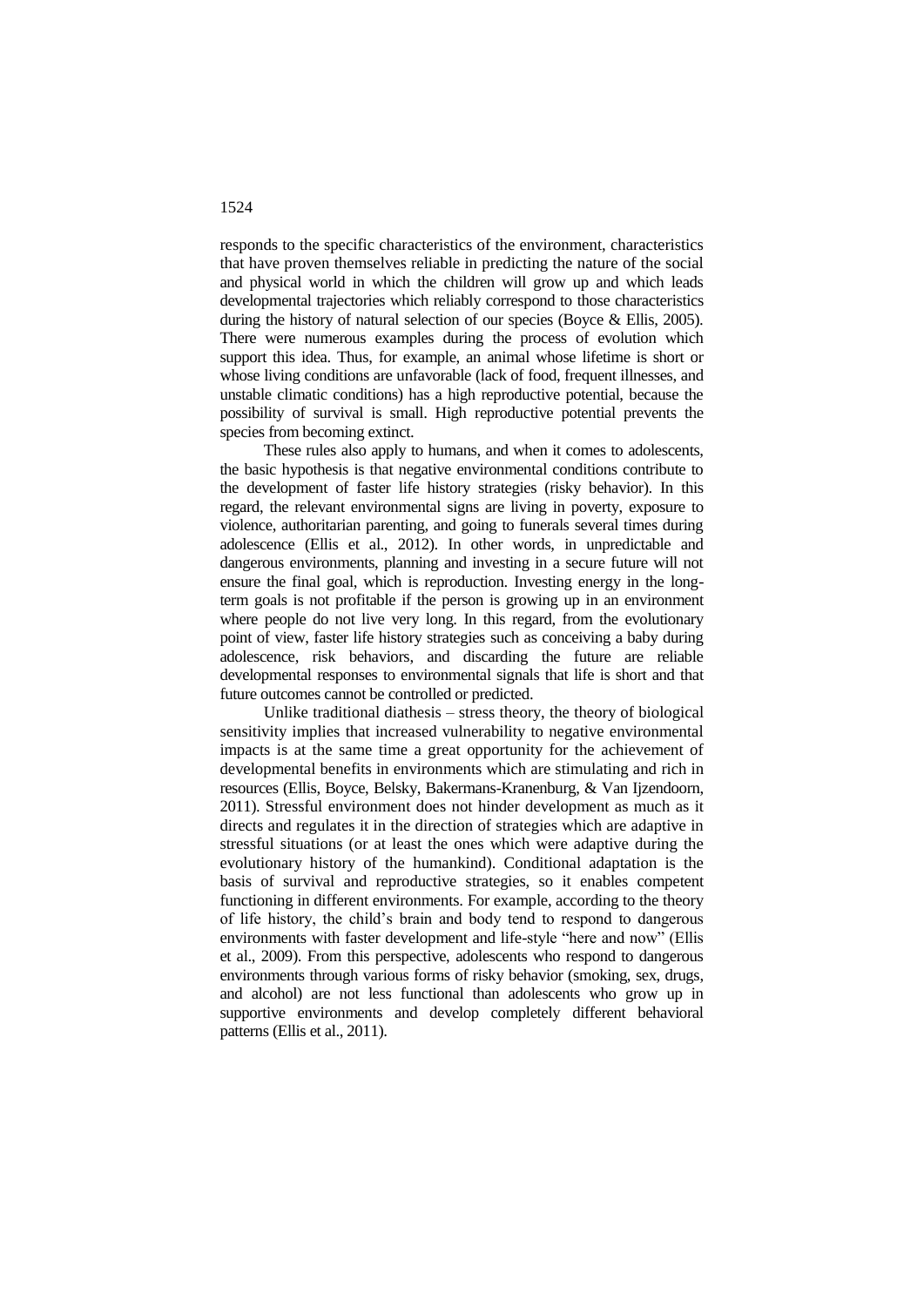responds to the specific characteristics of the environment, characteristics that have proven themselves reliable in predicting the nature of the social and physical world in which the children will grow up and which leads developmental trajectories which reliably correspond to those characteristics during the history of natural selection of our species (Boyce & Ellis, 2005). There were numerous examples during the process of evolution which support this idea. Thus, for example, an animal whose lifetime is short or whose living conditions are unfavorable (lack of food, frequent illnesses, and unstable climatic conditions) has a high reproductive potential, because the possibility of survival is small. High reproductive potential prevents the species from becoming extinct.

These rules also apply to humans, and when it comes to adolescents, the basic hypothesis is that negative environmental conditions contribute to the development of faster life history strategies (risky behavior). In this regard, the relevant environmental signs are living in poverty, exposure to violence, authoritarian parenting, and going to funerals several times during adolescence (Ellis et al., 2012). In other words, in unpredictable and dangerous environments, planning and investing in a secure future will not ensure the final goal, which is reproduction. Investing energy in the long-term goals is not profitable if the person is growing up in an environment where people do not live very long. In this regard, from the evolutionary point of view, faster life history strategies such as conceiving a baby during adolescence, risk behaviors, and discarding the future are reliable developmental responses to environmental signals that life is short and that future outcomes cannot be controlled or predicted.

Unlike traditional diathesis – stress theory, the theory of biological sensitivity implies that increased vulnerability to negative environmental impacts is at the same time a great opportunity for the achievement of developmental benefits in environments which are stimulating and rich in resources (Ellis, Boyce, Belsky, Bakermans-Kranenburg, & Van Ijzendoorn, 2011). Stressful environment does not hinder development as much as it directs and regulates it in the direction of strategies which are adaptive in stressful situations (or at least the ones which were adaptive during the evolutionary history of the humankind). Conditional adaptation is the basis of survival and reproductive strategies, so it enables competent functioning in different environments. For example, according to the theory of life history, the child's brain and body tend to respond to dangerous environments with faster development and life-style "here and now" (Ellis et al., 2009). From this perspective, adolescents who respond to dangerous environments through various forms of risky behavior (smoking, sex, drugs, and alcohol) are not less functional than adolescents who grow up in supportive environments and develop completely different behavioral patterns (Ellis et al., 2011).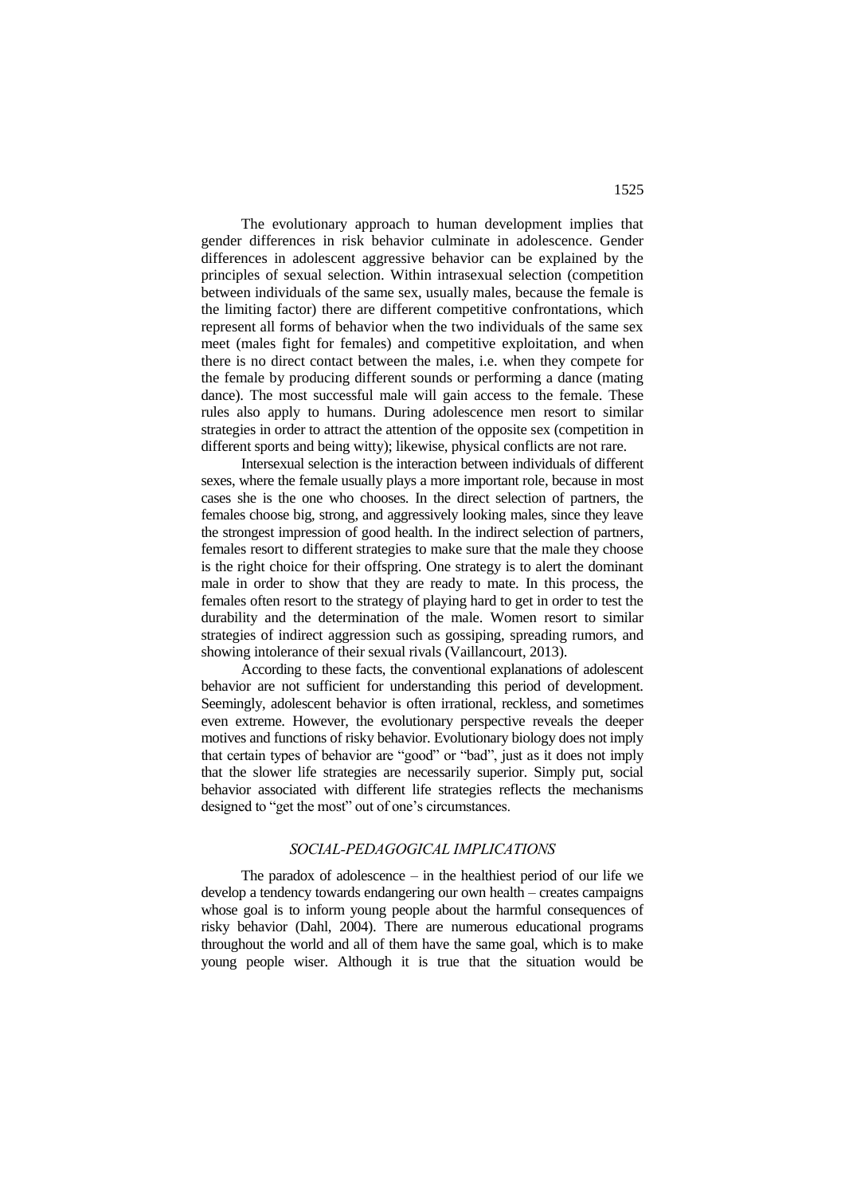The evolutionary approach to human development implies that gender differences in risk behavior culminate in adolescence. Gender differences in adolescent aggressive behavior can be explained by the principles of sexual selection. Within intrasexual selection (competition between individuals of the same sex, usually males, because the female is the limiting factor) there are different competitive confrontations, which represent all forms of behavior when the two individuals of the same sex meet (males fight for females) and competitive exploitation, and when there is no direct contact between the males, i.e. when they compete for the female by producing different sounds or performing a dance (mating dance). The most successful male will gain access to the female. These rules also apply to humans. During adolescence men resort to similar strategies in order to attract the attention of the opposite sex (competition in different sports and being witty); likewise, physical conflicts are not rare.

Intersexual selection is the interaction between individuals of different sexes, where the female usually plays a more important role, because in most cases she is the one who chooses. In the direct selection of partners, the females choose big, strong, and aggressively looking males, since they leave the strongest impression of good health. In the indirect selection of partners, females resort to different strategies to make sure that the male they choose is the right choice for their offspring. One strategy is to alert the dominant male in order to show that they are ready to mate. In this process, the females often resort to the strategy of playing hard to get in order to test the durability and the determination of the male. Women resort to similar strategies of indirect aggression such as gossiping, spreading rumors, and showing intolerance of their sexual rivals (Vaillancourt, 2013).

According to these facts, the conventional explanations of adolescent behavior are not sufficient for understanding this period of development. Seemingly, adolescent behavior is often irrational, reckless, and sometimes even extreme. However, the evolutionary perspective reveals the deeper motives and functions of risky behavior. Evolutionary biology does not imply that certain types of behavior are "good" or "bad", just as it does not imply that the slower life strategies are necessarily superior. Simply put, social behavior associated with different life strategies reflects the mechanisms designed to "get the most" out of one's circumstances.

## *SOCIAL-PEDAGOGICAL IMPLICATIONS*

The paradox of adolescence – in the healthiest period of our life we develop a tendency towards endangering our own health – creates campaigns whose goal is to inform young people about the harmful consequences of risky behavior (Dahl, 2004). There are numerous educational programs throughout the world and all of them have the same goal, which is to make young people wiser. Although it is true that the situation would be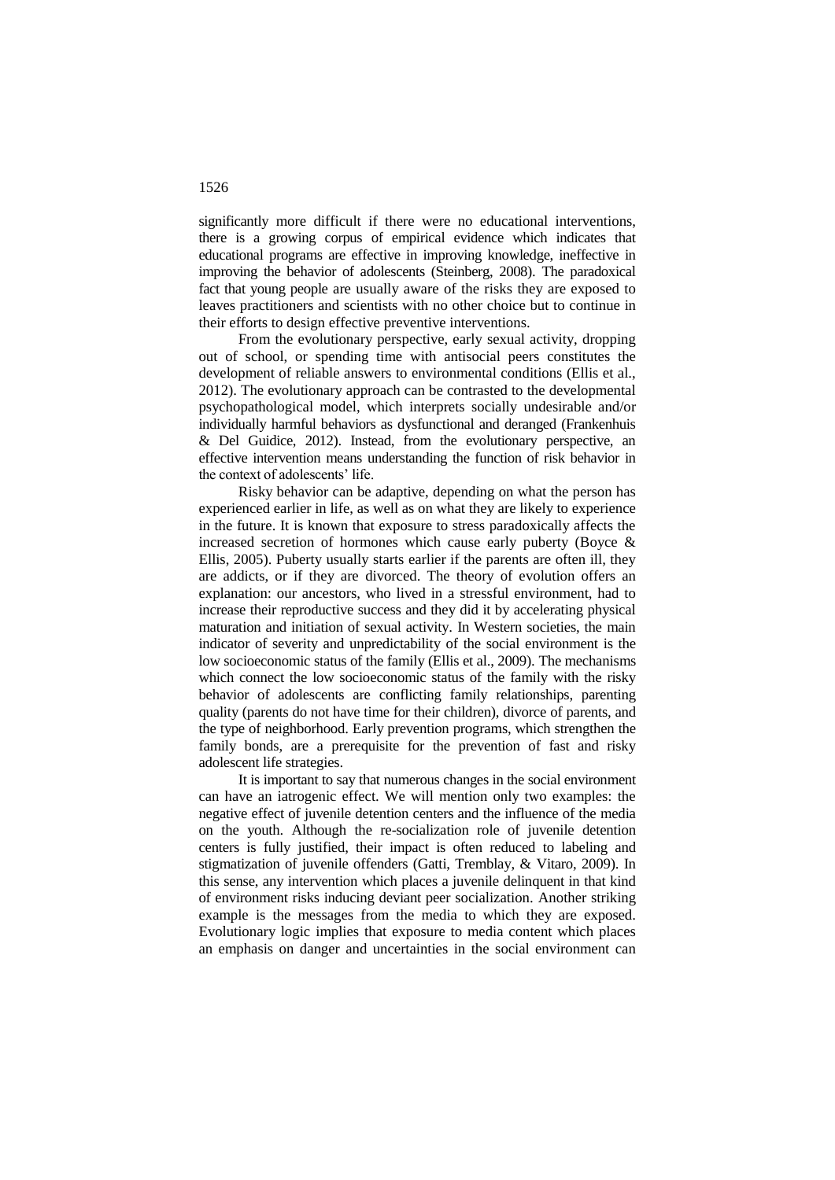significantly more difficult if there were no educational interventions, there is a growing corpus of empirical evidence which indicates that educational programs are effective in improving knowledge, ineffective in improving the behavior of adolescents (Steinberg, 2008). The paradoxical fact that young people are usually aware of the risks they are exposed to leaves practitioners and scientists with no other choice but to continue in their efforts to design effective preventive interventions.

From the evolutionary perspective, early sexual activity, dropping out of school, or spending time with antisocial peers constitutes the development of reliable answers to environmental conditions (Ellis et al., 2012). The evolutionary approach can be contrasted to the developmental psychopathological model, which interprets socially undesirable and/or individually harmful behaviors as dysfunctional and deranged (Frankenhuis & Del Guidice, 2012). Instead, from the evolutionary perspective, an effective intervention means understanding the function of risk behavior in the context of adolescents' life.

Risky behavior can be adaptive, depending on what the person has experienced earlier in life, as well as on what they are likely to experience in the future. It is known that exposure to stress paradoxically affects the increased secretion of hormones which cause early puberty (Boyce & Ellis, 2005). Puberty usually starts earlier if the parents are often ill, they are addicts, or if they are divorced. The theory of evolution offers an explanation: our ancestors, who lived in a stressful environment, had to increase their reproductive success and they did it by accelerating physical maturation and initiation of sexual activity. In Western societies, the main indicator of severity and unpredictability of the social environment is the low socioeconomic status of the family (Ellis et al., 2009). The mechanisms which connect the low socioeconomic status of the family with the risky behavior of adolescents are conflicting family relationships, parenting quality (parents do not have time for their children), divorce of parents, and the type of neighborhood. Early prevention programs, which strengthen the family bonds, are a prerequisite for the prevention of fast and risky adolescent life strategies.

It is important to say that numerous changes in the social environment can have an iatrogenic effect. We will mention only two examples: the negative effect of juvenile detention centers and the influence of the media on the youth. Although the re-socialization role of juvenile detention centers is fully justified, their impact is often reduced to labeling and stigmatization of juvenile offenders (Gatti, Tremblay, & Vitaro, 2009). In this sense, any intervention which places a juvenile delinquent in that kind of environment risks inducing deviant peer socialization. Another striking example is the messages from the media to which they are exposed. Evolutionary logic implies that exposure to media content which places an emphasis on danger and uncertainties in the social environment can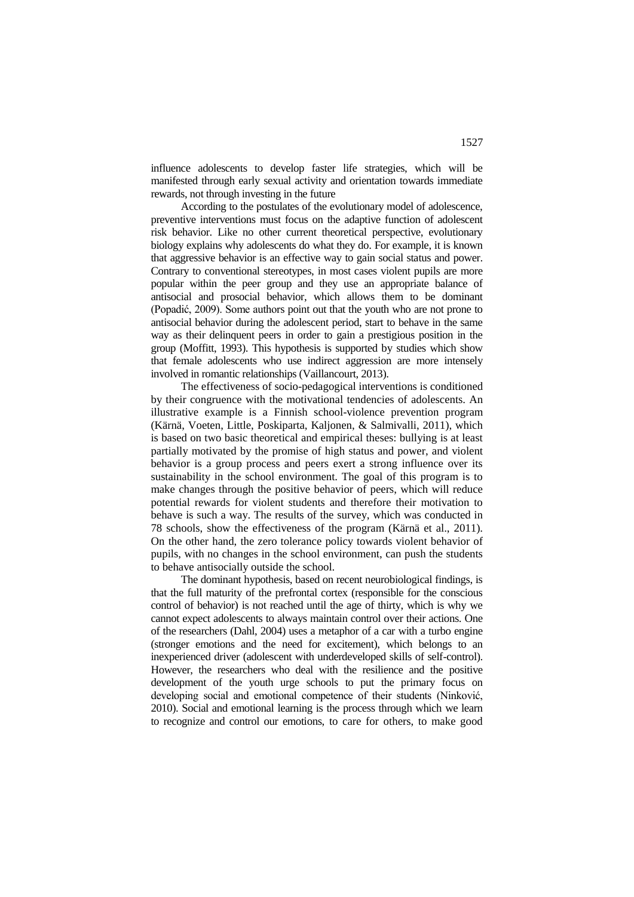influence adolescents to develop faster life strategies, which will be manifested through early sexual activity and orientation towards immediate rewards, not through investing in the future

According to the postulates of the evolutionary model of adolescence, preventive interventions must focus on the adaptive function of adolescent risk behavior. Like no other current theoretical perspective, evolutionary biology explains why adolescents do what they do. For example, it is known that aggressive behavior is an effective way to gain social status and power. Contrary to conventional stereotypes, in most cases violent pupils are more popular within the peer group and they use an appropriate balance of antisocial and prosocial behavior, which allows them to be dominant (Popadić, 2009). Some authors point out that the youth who are not prone to antisocial behavior during the adolescent period, start to behave in the same way as their delinquent peers in order to gain a prestigious position in the group (Moffitt, 1993). This hypothesis is supported by studies which show that female adolescents who use indirect aggression are more intensely involved in romantic relationships (Vaillancourt, 2013).

The effectiveness of socio-pedagogical interventions is conditioned by their congruence with the motivational tendencies of adolescents. An illustrative example is a Finnish school-violence prevention program (Kärnä, Voeten, Little, Poskiparta, Kaljonen, & Salmivalli, 2011), which is based on two basic theoretical and empirical theses: bullying is at least partially motivated by the promise of high status and power, and violent behavior is a group process and peers exert a strong influence over its sustainability in the school environment. The goal of this program is to make changes through the positive behavior of peers, which will reduce potential rewards for violent students and therefore their motivation to behave is such a way. The results of the survey, which was conducted in 78 schools, show the effectiveness of the program (Kärnä et al., 2011). On the other hand, the zero tolerance policy towards violent behavior of pupils, with no changes in the school environment, can push the students to behave antisocially outside the school.

The dominant hypothesis, based on recent neurobiological findings, is that the full maturity of the prefrontal cortex (responsible for the conscious control of behavior) is not reached until the age of thirty, which is why we cannot expect adolescents to always maintain control over their actions. One of the researchers (Dahl, 2004) uses a metaphor of a car with a turbo engine (stronger emotions and the need for excitement), which belongs to an inexperienced driver (adolescent with underdeveloped skills of self-control). However, the researchers who deal with the resilience and the positive development of the youth urge schools to put the primary focus on developing social and emotional competence of their students (Ninković, 2010). Social and emotional learning is the process through which we learn to recognize and control our emotions, to care for others, to make good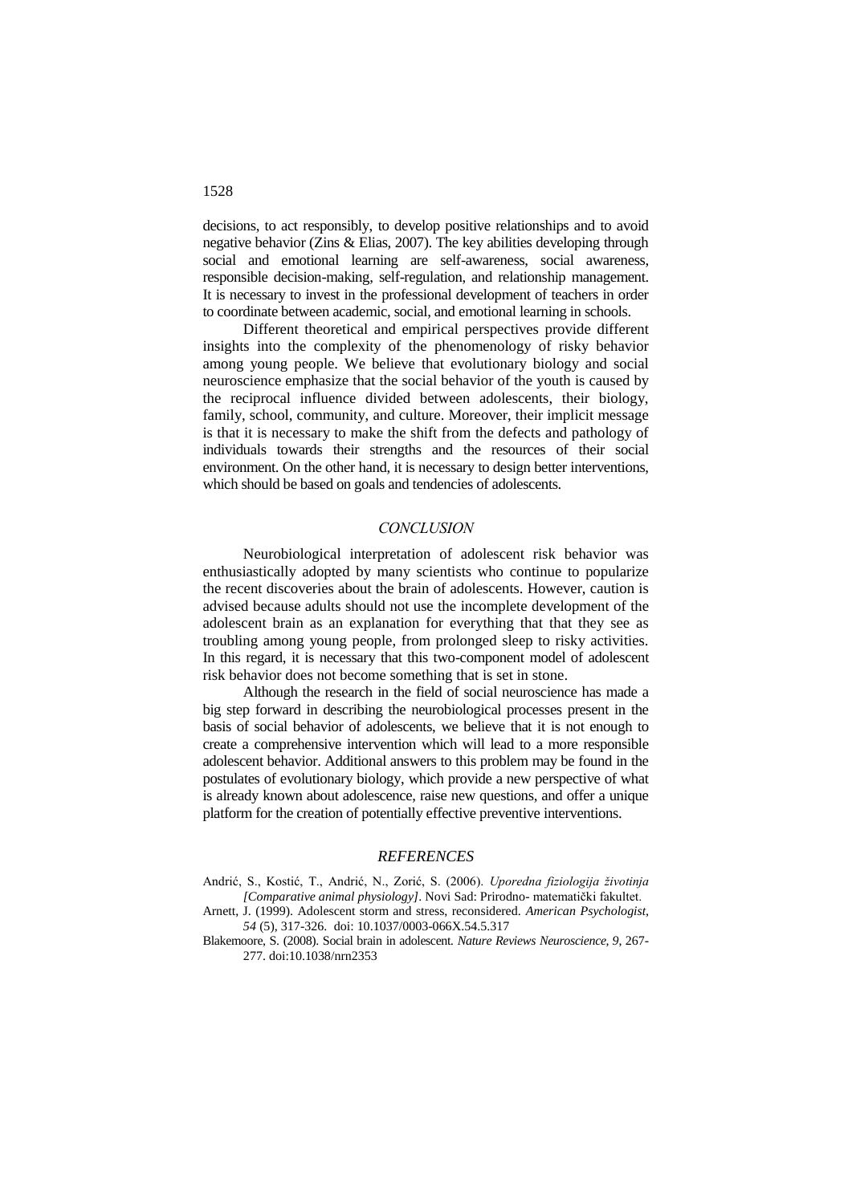decisions, to act responsibly, to develop positive relationships and to avoid negative behavior (Zins & Elias, 2007). The key abilities developing through social and emotional learning are self-awareness, social awareness, responsible decision-making, self-regulation, and relationship management. It is necessary to invest in the professional development of teachers in order to coordinate between academic, social, and emotional learning in schools.

Different theoretical and empirical perspectives provide different insights into the complexity of the phenomenology of risky behavior among young people. We believe that evolutionary biology and social neuroscience emphasize that the social behavior of the youth is caused by the reciprocal influence divided between adolescents, their biology, family, school, community, and culture. Moreover, their implicit message is that it is necessary to make the shift from the defects and pathology of individuals towards their strengths and the resources of their social environment. On the other hand, it is necessary to design better interventions, which should be based on goals and tendencies of adolescents.

## *CONCLUSION*

Neurobiological interpretation of adolescent risk behavior was enthusiastically adopted by many scientists who continue to popularize the recent discoveries about the brain of adolescents. However, caution is advised because adults should not use the incomplete development of the adolescent brain as an explanation for everything that that they see as troubling among young people, from prolonged sleep to risky activities. In this regard, it is necessary that this two-component model of adolescent risk behavior does not become something that is set in stone.

Although the research in the field of social neuroscience has made a big step forward in describing the neurobiological processes present in the basis of social behavior of adolescents, we believe that it is not enough to create a comprehensive intervention which will lead to a more responsible adolescent behavior. Additional answers to this problem may be found in the postulates of evolutionary biology, which provide a new perspective of what is already known about adolescence, raise new questions, and offer a unique platform for the creation of potentially effective preventive interventions.

## *REFERENCES*

Andrić, S., Kostić, T., Andrić, N., Zorić, S. (2006). *Uporedna fiziologija životinja [Comparative animal physiology]*. Novi Sad: Prirodno- matematički fakultet.

Arnett, J. (1999). Adolescent storm and stress, reconsidered. *American Psychologist*, *54* (5), 317-326. doi: 10.1037/0003-066X.54.5.317

Blakemoore, S. (2008). Social brain in adolescent. *Nature Reviews Neuroscience*, *9*, 267-277. doi:10.1038/nrn2353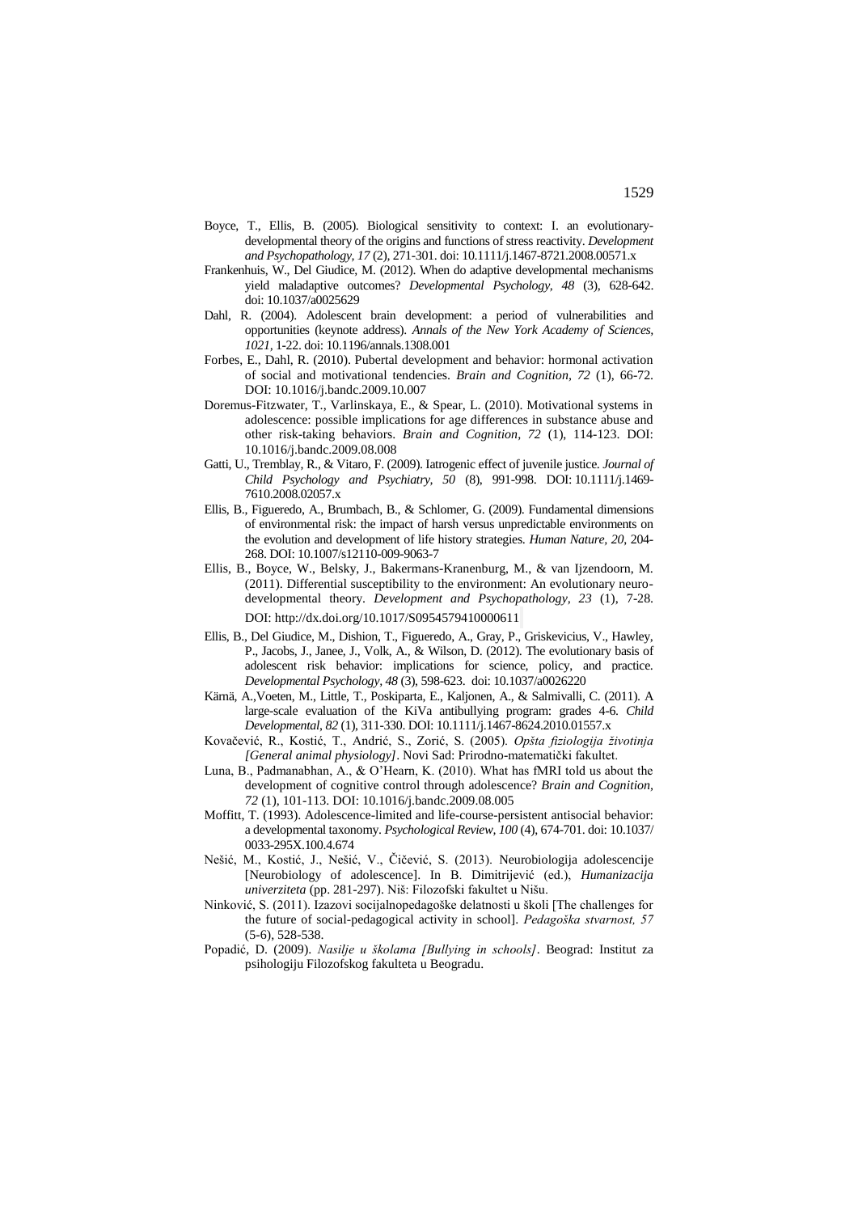Boyce, T., Ellis, B. (2005). Biological sensitivity to context: I. an evolutionary-developmental theory of the origins and functions of stress reactivity. *Development and Psychopathology, 17* (2), 271-301. doi: 10.1111/j.1467-8721.2008.00571.x

Frankenhuis, W., Del Giudice, M. (2012). When do adaptive developmental mechanisms yield maladaptive outcomes? *Developmental Psychology, 48* (3), 628-642. doi: 10.1037/a0025629

Dahl, R. (2004). Adolescent brain development: a period of vulnerabilities and opportunities (keynote address). *Annals of the New York Academy of Sciences, 1021,* 1-22. doi: 10.1196/annals.1308.001

Forbes, E., Dahl, R. (2010). Pubertal development and behavior: hormonal activation of social and motivational tendencies. *Brain and Cognition, 72* (1), 66-72. DOI: 10.1016/j.bandc.2009.10.007

Doremus-Fitzwater, T., Varlinskaya, E., & Spear, L. (2010). Motivational systems in adolescence: possible implications for age differences in substance abuse and other risk-taking behaviors. *Brain and Cognition, 72* (1), 114-123. DOI: 10.1016/j.bandc.2009.08.008

Gatti, U., Tremblay, R., & Vitaro, F. (2009). Iatrogenic effect of juvenile justice. *Journal of Child Psychology and Psychiatry, 50* (8), 991-998. DOI: 10.1111/j.1469-7610.2008.02057.x

Ellis, B., Figueredo, A., Brumbach, B., & Schlomer, G. (2009). Fundamental dimensions of environmental risk: the impact of harsh versus unpredictable environments on the evolution and development of life history strategies. *Human Nature, 20*, 204-268. DOI: 10.1007/s12110-009-9063-7

Ellis, B., Boyce, W., Belsky, J., Bakermans-Kranenburg, M., & van Ijzendoorn, M. (2011). Differential susceptibility to the environment: An evolutionary neuro-developmental theory. *Development and Psychopathology, 23* (1), 7-28. DOI: http://dx.doi.org/10.1017/S0954579410000611

Ellis, B., Del Giudice, M., Dishion, T., Figueredo, A., Gray, P., Griskevicius, V., Hawley, P., Jacobs, J., Janee, J., Volk, A., & Wilson, D. (2012). The evolutionary basis of adolescent risk behavior: implications for science, policy, and practice. *Developmental Psychology, 48* (3), 598-623. doi: 10.1037/a0026220

Kärnä, A.,Voeten, M., Little, T., Poskiparta, E., Kaljonen, A., & Salmivalli, C. (2011). A large-scale evaluation of the KiVa antibullying program: grades 4-6. *Child Developmental, 82* (1), 311-330. DOI: 10.1111/j.1467-8624.2010.01557.x

Kovačević, R., Kostić, T., Andrić, S., Zorić, S. (2005). *Opšta fiziologija životinja [General animal physiology]*. Novi Sad: Prirodno-matematički fakultet.

Luna, B., Padmanabhan, A., & O'Hearn, K. (2010). What has fMRI told us about the development of cognitive control through adolescence? *Brain and Cognition, 72* (1), 101-113. DOI: 10.1016/j.bandc.2009.08.005

Moffitt, T. (1993). Adolescence-limited and life-course-persistent antisocial behavior: a developmental taxonomy. *Psychological Review, 100* (4), 674-701. doi: 10.1037/0033-295X.100.4.674

Nešić, M., Kostić, J., Nešić, V., Čičević, S. (2013). Neurobiologija adolescencije [Neurobiology of adolescence]. In B. Dimitrijević (ed.), *Humanizacija univerziteta* (pp. 281-297). Niš: Filozofski fakultet u Nišu.

Ninković, S. (2011). Izazovi socijalnopedagoške delatnosti u školi [The challenges for the future of social-pedagogical activity in school]. *Pedagoška stvarnost, 57* (5-6), 528-538.

Popadić, D. (2009). *Nasilje u školama [Bullying in schools]*. Beograd: Institut za psihologiju Filozofskog fakulteta u Beogradu.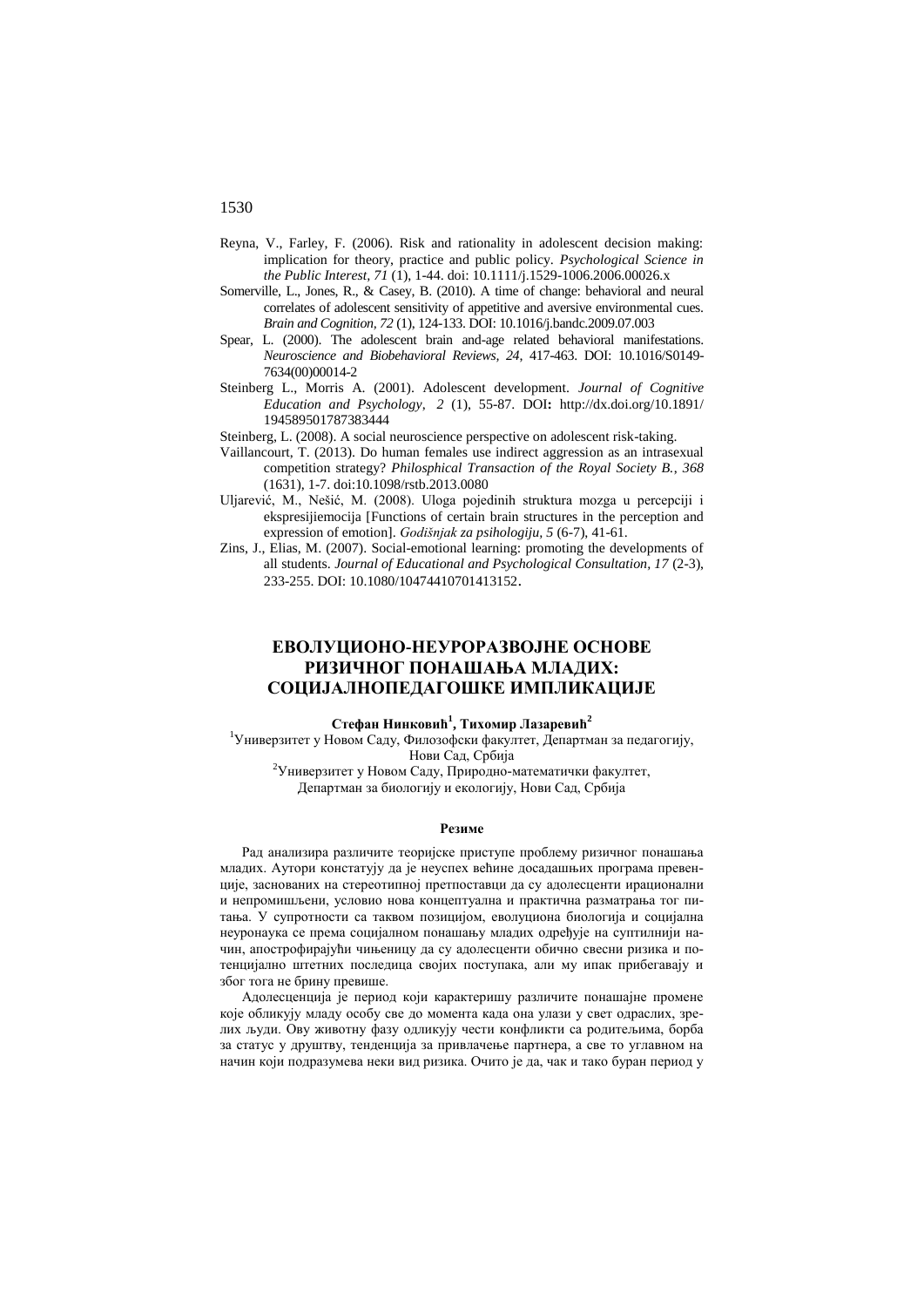Reyna, V., Farley, F. (2006). Risk and rationality in adolescent decision making: implication for theory, practice and public policy. *Psychological Science in the Public Interest, 71* (1), 1-44. doi: 10.1111/j.1529-1006.2006.00026.x

Somerville, L., Jones, R., & Casey, B. (2010). A time of change: behavioral and neural correlates of adolescent sensitivity of appetitive and aversive environmental cues. *Brain and Cognition, 72* (1), 124-133. DOI: 10.1016/j.bandc.2009.07.003

Spear, L. (2000). The adolescent brain and-age related behavioral manifestations. *Neuroscience and Biobehavioral Reviews, 24,* 417-463. DOI: 10.1016/S0149-7634(00)00014-2

Steinberg L., Morris A. (2001). Adolescent development. *Journal of Cognitive Education and Psychology, 2* (1), 55-87. DOI**:** http://dx.doi.org/10.1891/194589501787383444

Steinberg, L. (2008). A social neuroscience perspective on adolescent risk-taking.

Vaillancourt, T. (2013). Do human females use indirect aggression as an intrasexual competition strategy? *Philosphical Transaction of the Royal Society B., 368* (1631), 1-7. doi:10.1098/rstb.2013.0080

Uljarević, M., Nešić, M. (2008). Uloga pojedinih struktura mozga u percepciji i ekspresijiemocija [Functions of certain brain structures in the perception and expression of emotion]. *Godišnjak za psihologiju, 5* (6-7), 41-61.

Zins, J., Elias, M. (2007). Social-emotional learning: promoting the developments of all students. *Journal of Educational and Psychological Consultation, 17* (2-3), 233-255. DOI: 10.1080/10474410701413152.

## ЕВОЛУЦИОНО-НЕУРОРАЗВОЈНЕ ОСНОВЕ РИЗИЧНОГ ПОНАШАЊА МЛАДИХ: СОЦИЈАЛНОПЕДАГОШКЕ ИМПЛИКАЦИЈЕ

**Стефан Нинковић[1], Тихомир Лазаревић[2]**

[1]Универзитет у Новом Саду, Филозофски факултет, Департман за педагогију, Нови Сад, Србија

[2]Универзитет у Новом Саду, Природно-математички факултет, Департман за биологију и екологију, Нови Сад, Србија

### Резиме

Рад анализира различите теоријске приступе проблему ризичног понашања младих. Аутори констатују да је неуспех већине досадашњих програма превенције, заснованих на стереотипној претпоставци да су адолесценти ирационални и непромишљени, условио нова концептуална и практична разматрања тог питања. У супротности са таквом позицијом, еволуциона биологија и социјална неуронаука се према социјалном понашању младих одређује на суптилнији начин, апострофирајући чињеницу да су адолесценти обично свесни ризика и потенцијално штетних последица својих поступака, али му ипак прибегавају и због тога не брину превише.

Адолесценција је период који карактеришу различите понашајне промене које обликују младу особу све до момента када она улази у свет одраслих, зрелих људи. Ову животну фазу одликују чести конфликти са родитељима, борба за статус у друштву, тенденција за привлачење партнера, а све то углавном на начин који подразумева неки вид ризика. Очито је да, чак и тако буран период у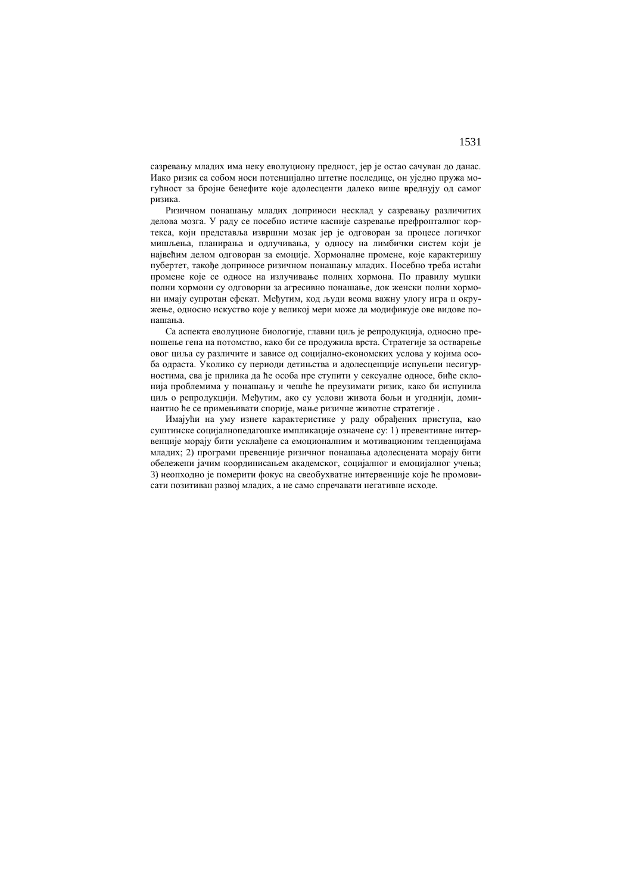сазревању младих има неку еволуциону предност, јер је остао сачуван до данас. Иако ризик са собом носи потенцијално штетне последице, он уједно пружа могућност за бројне бенефите које адолесценти далеко више вреднују од самог ризика.

Ризичном понашању младих доприноси несклад у сазревању различитих делова мозга. У раду се посебно истиче касније сазревање префронталног кортекса, који представља извршни мозак јер је одговоран за процесе логичког мишљења, планирања и одлучивања, у односу на лимбички систем који је највећим делом одговоран за емоције. Хормоналне промене, које карактеришу пубертет, такође доприносе ризичном понашању младих. Посебно треба истаћи промене које се односе на излучивање полних хормона. По правилу мушки полни хормони су одговорни за агресивно понашање, док женски полни хормони имају супротан ефекат. Међутим, код људи веома важну улогу игра и окружење, односно искуство које у великој мери може да модификује ове видове понашања.

Са аспекта еволуционе биологије, главни циљ је репродукција, односно преношење гена на потомство, како би се продужила врста. Стратегије за остварење овог циља су различите и зависе од социјално-економских услова у којима особа одраста. Уколико су периоди детињства и адолесценције испуњени несигурностима, сва је прилика да ће особа пре ступити у сексуалне односе, биће склонија проблемима у понашању и чешће ће преузимати ризик, како би испунила циљ о репродукцији. Међутим, ако су услови живота бољи и угоднији, доминантно ће се примењивати спорије, мање ризичне животне стратегије .

Имајући на уму изнете карактеристике у раду обрађених приступа, као суштинске социјалнопедагошке импликације означене су: 1) превентивне интервенције морају бити усклађене са емоционалним и мотивационим тенденцијама младих; 2) програми превенције ризичног понашања адолесцената морају бити обележени јачим координисањем академског, социјалног и емоцијалног учења; 3) неопходно је померити фокус на свеобухватне интервенције које ће промовисати позитиван развој младих, а не само спречавати негативне исходе.